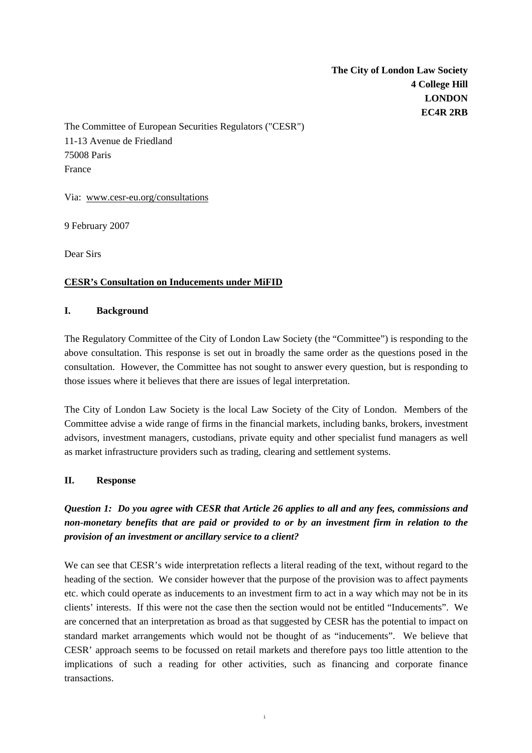**The City of London Law Society**
**4 College Hill**
**LONDON**
**EC4R 2RB**

The Committee of European Securities Regulators ("CESR")
11-13 Avenue de Friedland
75008 Paris
France

Via: www.cesr-eu.org/consultations

9 February 2007

Dear Sirs

**CESR's Consultation on Inducements under MiFID**

## I. Background

The Regulatory Committee of the City of London Law Society (the "Committee") is responding to the above consultation. This response is set out in broadly the same order as the questions posed in the consultation. However, the Committee has not sought to answer every question, but is responding to those issues where it believes that there are issues of legal interpretation.

The City of London Law Society is the local Law Society of the City of London. Members of the Committee advise a wide range of firms in the financial markets, including banks, brokers, investment advisors, investment managers, custodians, private equity and other specialist fund managers as well as market infrastructure providers such as trading, clearing and settlement systems.

## II. Response

***Question 1: Do you agree with CESR that Article 26 applies to all and any fees, commissions and non-monetary benefits that are paid or provided to or by an investment firm in relation to the provision of an investment or ancillary service to a client?***

We can see that CESR's wide interpretation reflects a literal reading of the text, without regard to the heading of the section. We consider however that the purpose of the provision was to affect payments etc. which could operate as inducements to an investment firm to act in a way which may not be in its clients' interests. If this were not the case then the section would not be entitled "Inducements". We are concerned that an interpretation as broad as that suggested by CESR has the potential to impact on standard market arrangements which would not be thought of as "inducements". We believe that CESR' approach seems to be focussed on retail markets and therefore pays too little attention to the implications of such a reading for other activities, such as financing and corporate finance transactions.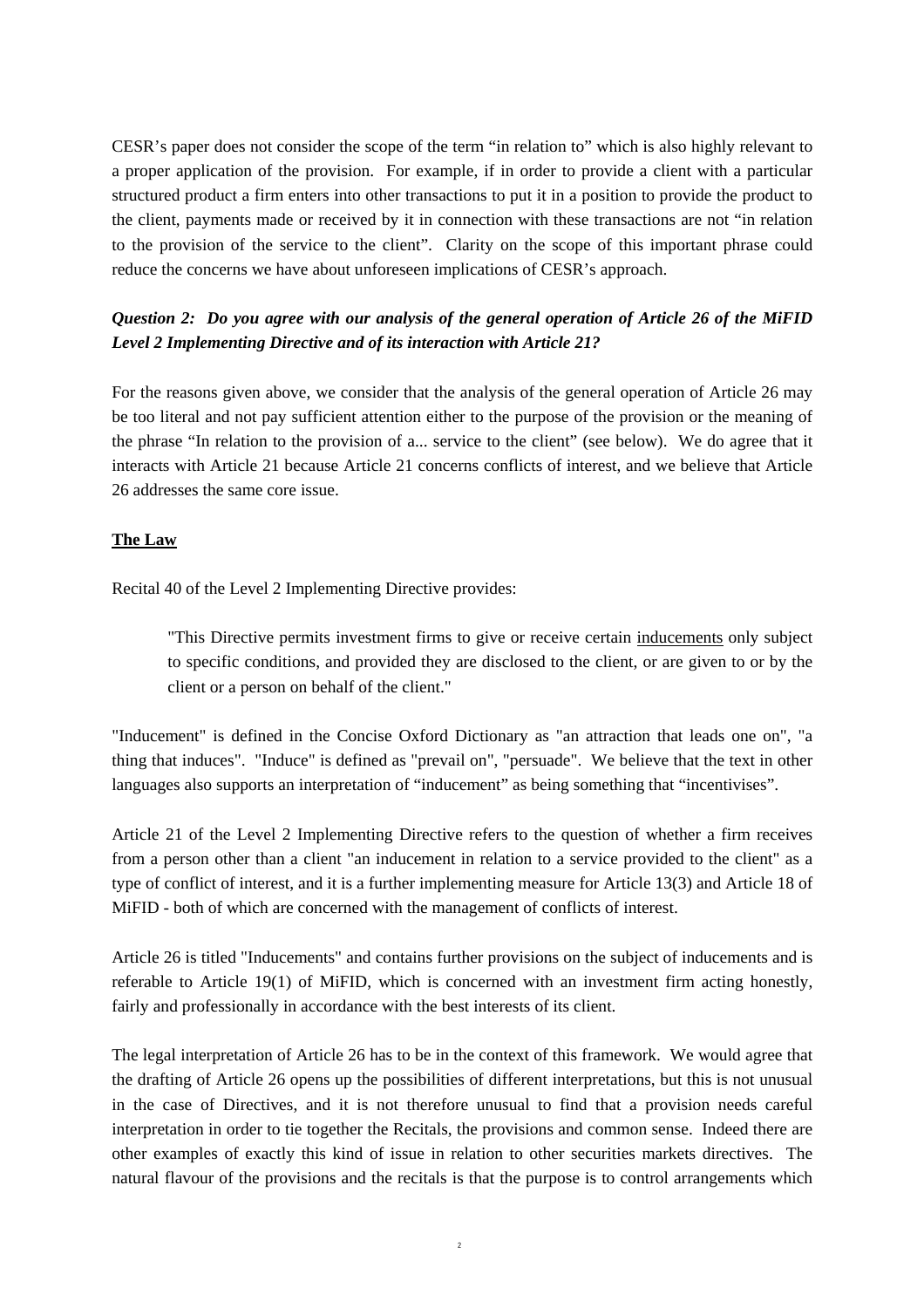CESR's paper does not consider the scope of the term "in relation to" which is also highly relevant to a proper application of the provision. For example, if in order to provide a client with a particular structured product a firm enters into other transactions to put it in a position to provide the product to the client, payments made or received by it in connection with these transactions are not "in relation to the provision of the service to the client". Clarity on the scope of this important phrase could reduce the concerns we have about unforeseen implications of CESR's approach.

***Question 2: Do you agree with our analysis of the general operation of Article 26 of the MiFID Level 2 Implementing Directive and of its interaction with Article 21?***

For the reasons given above, we consider that the analysis of the general operation of Article 26 may be too literal and not pay sufficient attention either to the purpose of the provision or the meaning of the phrase "In relation to the provision of a... service to the client" (see below). We do agree that it interacts with Article 21 because Article 21 concerns conflicts of interest, and we believe that Article 26 addresses the same core issue.

**<u>The Law</u>**

Recital 40 of the Level 2 Implementing Directive provides:

> "This Directive permits investment firms to give or receive certain <u>inducements</u> only subject to specific conditions, and provided they are disclosed to the client, or are given to or by the client or a person on behalf of the client."

"Inducement" is defined in the Concise Oxford Dictionary as "an attraction that leads one on", "a thing that induces". "Induce" is defined as "prevail on", "persuade". We believe that the text in other languages also supports an interpretation of "inducement" as being something that "incentivises".

Article 21 of the Level 2 Implementing Directive refers to the question of whether a firm receives from a person other than a client "an inducement in relation to a service provided to the client" as a type of conflict of interest, and it is a further implementing measure for Article 13(3) and Article 18 of MiFID - both of which are concerned with the management of conflicts of interest.

Article 26 is titled "Inducements" and contains further provisions on the subject of inducements and is referable to Article 19(1) of MiFID, which is concerned with an investment firm acting honestly, fairly and professionally in accordance with the best interests of its client.

The legal interpretation of Article 26 has to be in the context of this framework. We would agree that the drafting of Article 26 opens up the possibilities of different interpretations, but this is not unusual in the case of Directives, and it is not therefore unusual to find that a provision needs careful interpretation in order to tie together the Recitals, the provisions and common sense. Indeed there are other examples of exactly this kind of issue in relation to other securities markets directives. The natural flavour of the provisions and the recitals is that the purpose is to control arrangements which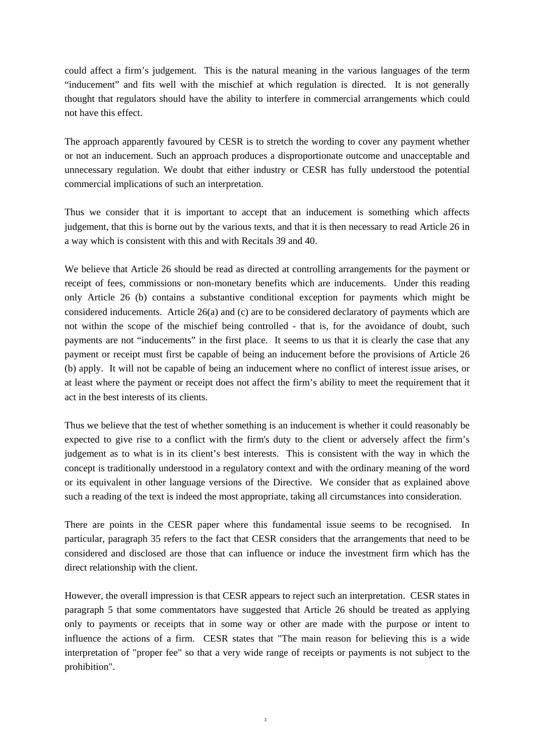could affect a firm's judgement. This is the natural meaning in the various languages of the term "inducement" and fits well with the mischief at which regulation is directed. It is not generally thought that regulators should have the ability to interfere in commercial arrangements which could not have this effect.

The approach apparently favoured by CESR is to stretch the wording to cover any payment whether or not an inducement. Such an approach produces a disproportionate outcome and unacceptable and unnecessary regulation. We doubt that either industry or CESR has fully understood the potential commercial implications of such an interpretation.

Thus we consider that it is important to accept that an inducement is something which affects judgement, that this is borne out by the various texts, and that it is then necessary to read Article 26 in a way which is consistent with this and with Recitals 39 and 40.

We believe that Article 26 should be read as directed at controlling arrangements for the payment or receipt of fees, commissions or non-monetary benefits which are inducements. Under this reading only Article 26 (b) contains a substantive conditional exception for payments which might be considered inducements. Article 26(a) and (c) are to be considered declaratory of payments which are not within the scope of the mischief being controlled - that is, for the avoidance of doubt, such payments are not "inducements" in the first place. It seems to us that it is clearly the case that any payment or receipt must first be capable of being an inducement before the provisions of Article 26 (b) apply. It will not be capable of being an inducement where no conflict of interest issue arises, or at least where the payment or receipt does not affect the firm's ability to meet the requirement that it act in the best interests of its clients.

Thus we believe that the test of whether something is an inducement is whether it could reasonably be expected to give rise to a conflict with the firm's duty to the client or adversely affect the firm's judgement as to what is in its client's best interests. This is consistent with the way in which the concept is traditionally understood in a regulatory context and with the ordinary meaning of the word or its equivalent in other language versions of the Directive. We consider that as explained above such a reading of the text is indeed the most appropriate, taking all circumstances into consideration.

There are points in the CESR paper where this fundamental issue seems to be recognised. In particular, paragraph 35 refers to the fact that CESR considers that the arrangements that need to be considered and disclosed are those that can influence or induce the investment firm which has the direct relationship with the client.

However, the overall impression is that CESR appears to reject such an interpretation. CESR states in paragraph 5 that some commentators have suggested that Article 26 should be treated as applying only to payments or receipts that in some way or other are made with the purpose or intent to influence the actions of a firm. CESR states that "The main reason for believing this is a wide interpretation of "proper fee" so that a very wide range of receipts or payments is not subject to the prohibition".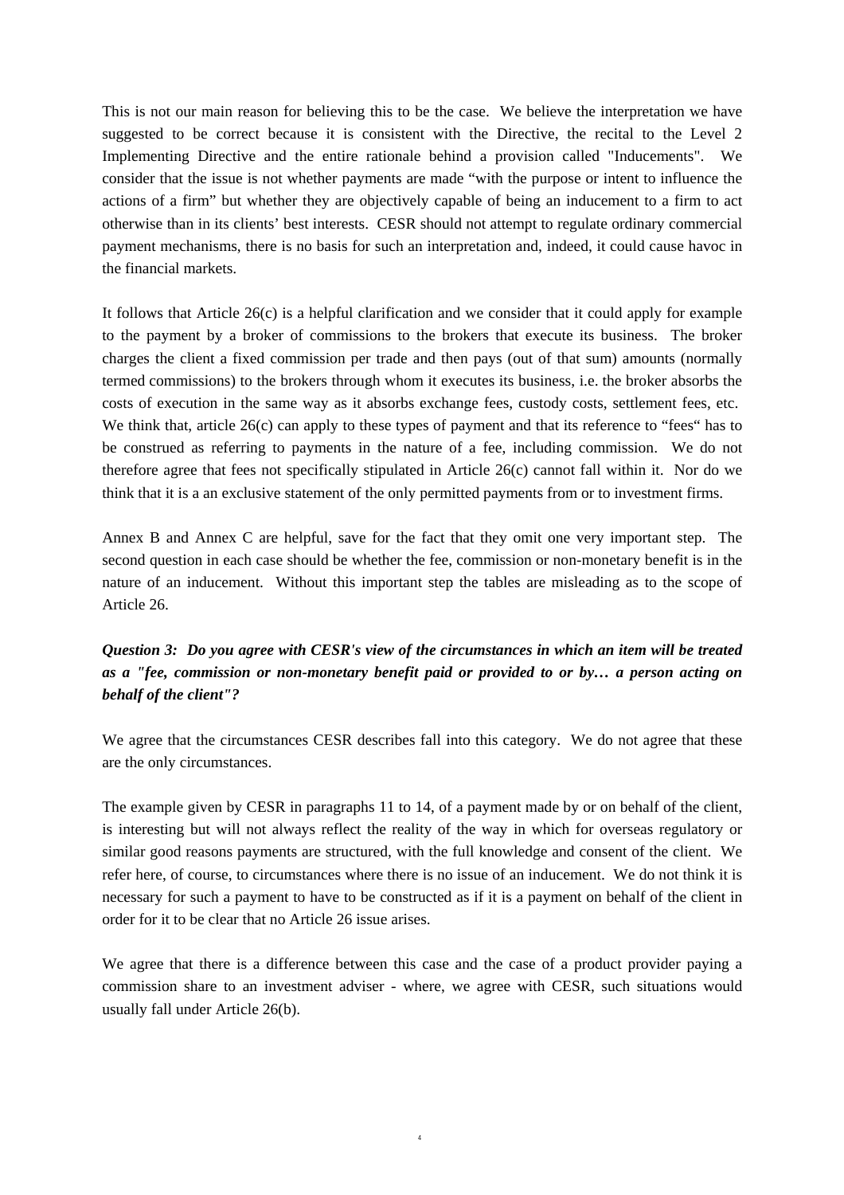This is not our main reason for believing this to be the case. We believe the interpretation we have suggested to be correct because it is consistent with the Directive, the recital to the Level 2 Implementing Directive and the entire rationale behind a provision called "Inducements". We consider that the issue is not whether payments are made "with the purpose or intent to influence the actions of a firm" but whether they are objectively capable of being an inducement to a firm to act otherwise than in its clients' best interests. CESR should not attempt to regulate ordinary commercial payment mechanisms, there is no basis for such an interpretation and, indeed, it could cause havoc in the financial markets.

It follows that Article 26(c) is a helpful clarification and we consider that it could apply for example to the payment by a broker of commissions to the brokers that execute its business. The broker charges the client a fixed commission per trade and then pays (out of that sum) amounts (normally termed commissions) to the brokers through whom it executes its business, i.e. the broker absorbs the costs of execution in the same way as it absorbs exchange fees, custody costs, settlement fees, etc. We think that, article 26(c) can apply to these types of payment and that its reference to "fees" has to be construed as referring to payments in the nature of a fee, including commission. We do not therefore agree that fees not specifically stipulated in Article 26(c) cannot fall within it. Nor do we think that it is a an exclusive statement of the only permitted payments from or to investment firms.

Annex B and Annex C are helpful, save for the fact that they omit one very important step. The second question in each case should be whether the fee, commission or non-monetary benefit is in the nature of an inducement. Without this important step the tables are misleading as to the scope of Article 26.

***Question 3: Do you agree with CESR's view of the circumstances in which an item will be treated as a "fee, commission or non-monetary benefit paid or provided to or by… a person acting on behalf of the client"?***

We agree that the circumstances CESR describes fall into this category. We do not agree that these are the only circumstances.

The example given by CESR in paragraphs 11 to 14, of a payment made by or on behalf of the client, is interesting but will not always reflect the reality of the way in which for overseas regulatory or similar good reasons payments are structured, with the full knowledge and consent of the client. We refer here, of course, to circumstances where there is no issue of an inducement. We do not think it is necessary for such a payment to have to be constructed as if it is a payment on behalf of the client in order for it to be clear that no Article 26 issue arises.

We agree that there is a difference between this case and the case of a product provider paying a commission share to an investment adviser - where, we agree with CESR, such situations would usually fall under Article 26(b).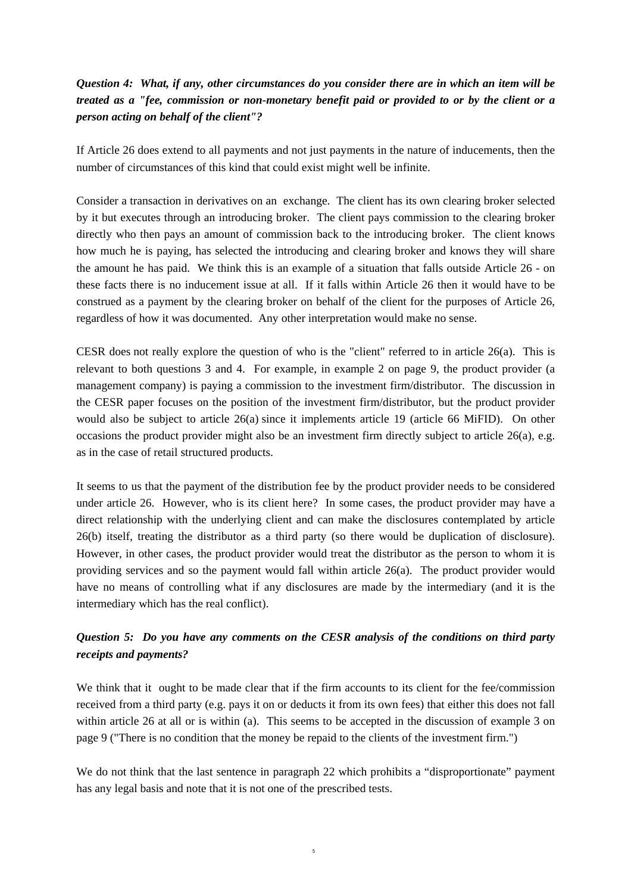***Question 4: What, if any, other circumstances do you consider there are in which an item will be treated as a "fee, commission or non-monetary benefit paid or provided to or by the client or a person acting on behalf of the client"?***

If Article 26 does extend to all payments and not just payments in the nature of inducements, then the number of circumstances of this kind that could exist might well be infinite.

Consider a transaction in derivatives on an exchange. The client has its own clearing broker selected by it but executes through an introducing broker. The client pays commission to the clearing broker directly who then pays an amount of commission back to the introducing broker. The client knows how much he is paying, has selected the introducing and clearing broker and knows they will share the amount he has paid. We think this is an example of a situation that falls outside Article 26 - on these facts there is no inducement issue at all. If it falls within Article 26 then it would have to be construed as a payment by the clearing broker on behalf of the client for the purposes of Article 26, regardless of how it was documented. Any other interpretation would make no sense.

CESR does not really explore the question of who is the "client" referred to in article 26(a). This is relevant to both questions 3 and 4. For example, in example 2 on page 9, the product provider (a management company) is paying a commission to the investment firm/distributor. The discussion in the CESR paper focuses on the position of the investment firm/distributor, but the product provider would also be subject to article 26(a) since it implements article 19 (article 66 MiFID). On other occasions the product provider might also be an investment firm directly subject to article 26(a), e.g. as in the case of retail structured products.

It seems to us that the payment of the distribution fee by the product provider needs to be considered under article 26. However, who is its client here? In some cases, the product provider may have a direct relationship with the underlying client and can make the disclosures contemplated by article 26(b) itself, treating the distributor as a third party (so there would be duplication of disclosure). However, in other cases, the product provider would treat the distributor as the person to whom it is providing services and so the payment would fall within article 26(a). The product provider would have no means of controlling what if any disclosures are made by the intermediary (and it is the intermediary which has the real conflict).

***Question 5: Do you have any comments on the CESR analysis of the conditions on third party receipts and payments?***

We think that it ought to be made clear that if the firm accounts to its client for the fee/commission received from a third party (e.g. pays it on or deducts it from its own fees) that either this does not fall within article 26 at all or is within (a). This seems to be accepted in the discussion of example 3 on page 9 ("There is no condition that the money be repaid to the clients of the investment firm.")

We do not think that the last sentence in paragraph 22 which prohibits a "disproportionate" payment has any legal basis and note that it is not one of the prescribed tests.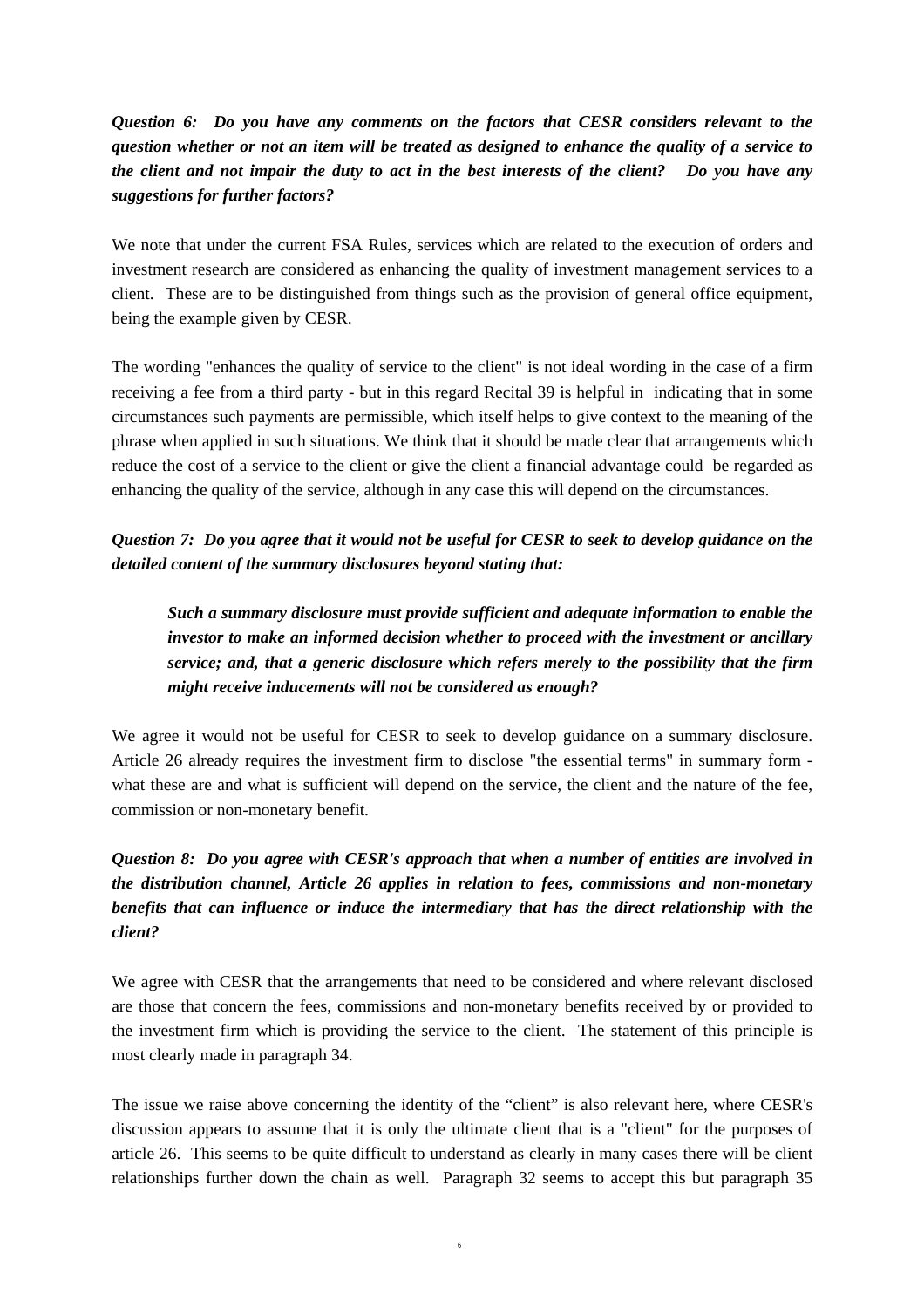***Question 6: Do you have any comments on the factors that CESR considers relevant to the question whether or not an item will be treated as designed to enhance the quality of a service to the client and not impair the duty to act in the best interests of the client? Do you have any suggestions for further factors?***

We note that under the current FSA Rules, services which are related to the execution of orders and investment research are considered as enhancing the quality of investment management services to a client. These are to be distinguished from things such as the provision of general office equipment, being the example given by CESR.

The wording "enhances the quality of service to the client" is not ideal wording in the case of a firm receiving a fee from a third party - but in this regard Recital 39 is helpful in indicating that in some circumstances such payments are permissible, which itself helps to give context to the meaning of the phrase when applied in such situations. We think that it should be made clear that arrangements which reduce the cost of a service to the client or give the client a financial advantage could be regarded as enhancing the quality of the service, although in any case this will depend on the circumstances.

***Question 7: Do you agree that it would not be useful for CESR to seek to develop guidance on the detailed content of the summary disclosures beyond stating that:***

> ***Such a summary disclosure must provide sufficient and adequate information to enable the investor to make an informed decision whether to proceed with the investment or ancillary service; and, that a generic disclosure which refers merely to the possibility that the firm might receive inducements will not be considered as enough?***

We agree it would not be useful for CESR to seek to develop guidance on a summary disclosure. Article 26 already requires the investment firm to disclose "the essential terms" in summary form - what these are and what is sufficient will depend on the service, the client and the nature of the fee, commission or non-monetary benefit.

***Question 8: Do you agree with CESR's approach that when a number of entities are involved in the distribution channel, Article 26 applies in relation to fees, commissions and non-monetary benefits that can influence or induce the intermediary that has the direct relationship with the client?***

We agree with CESR that the arrangements that need to be considered and where relevant disclosed are those that concern the fees, commissions and non-monetary benefits received by or provided to the investment firm which is providing the service to the client. The statement of this principle is most clearly made in paragraph 34.

The issue we raise above concerning the identity of the "client" is also relevant here, where CESR's discussion appears to assume that it is only the ultimate client that is a "client" for the purposes of article 26. This seems to be quite difficult to understand as clearly in many cases there will be client relationships further down the chain as well. Paragraph 32 seems to accept this but paragraph 35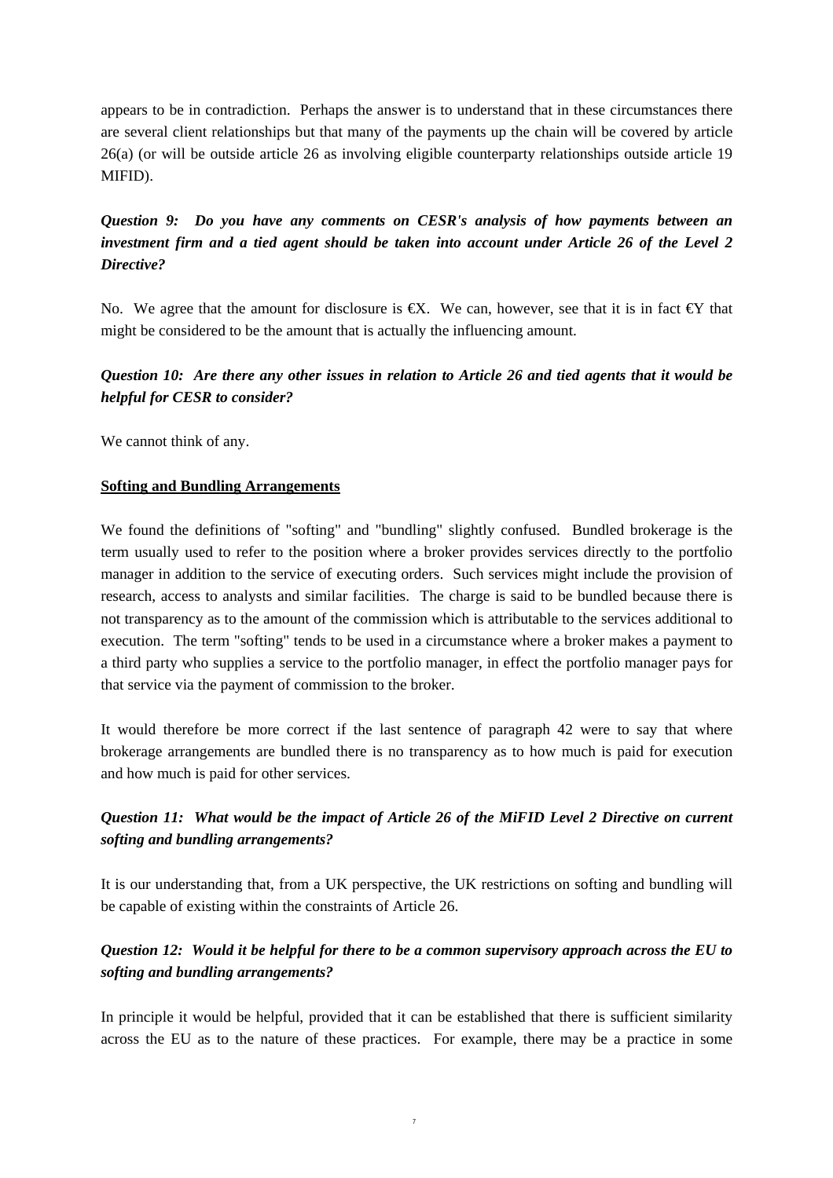appears to be in contradiction. Perhaps the answer is to understand that in these circumstances there are several client relationships but that many of the payments up the chain will be covered by article 26(a) (or will be outside article 26 as involving eligible counterparty relationships outside article 19 MIFID).

***Question 9: Do you have any comments on CESR's analysis of how payments between an investment firm and a tied agent should be taken into account under Article 26 of the Level 2 Directive?***

No. We agree that the amount for disclosure is €X. We can, however, see that it is in fact €Y that might be considered to be the amount that is actually the influencing amount.

***Question 10: Are there any other issues in relation to Article 26 and tied agents that it would be helpful for CESR to consider?***

We cannot think of any.

**Softing and Bundling Arrangements**

We found the definitions of "softing" and "bundling" slightly confused. Bundled brokerage is the term usually used to refer to the position where a broker provides services directly to the portfolio manager in addition to the service of executing orders. Such services might include the provision of research, access to analysts and similar facilities. The charge is said to be bundled because there is not transparency as to the amount of the commission which is attributable to the services additional to execution. The term "softing" tends to be used in a circumstance where a broker makes a payment to a third party who supplies a service to the portfolio manager, in effect the portfolio manager pays for that service via the payment of commission to the broker.

It would therefore be more correct if the last sentence of paragraph 42 were to say that where brokerage arrangements are bundled there is no transparency as to how much is paid for execution and how much is paid for other services.

***Question 11: What would be the impact of Article 26 of the MiFID Level 2 Directive on current softing and bundling arrangements?***

It is our understanding that, from a UK perspective, the UK restrictions on softing and bundling will be capable of existing within the constraints of Article 26.

***Question 12: Would it be helpful for there to be a common supervisory approach across the EU to softing and bundling arrangements?***

In principle it would be helpful, provided that it can be established that there is sufficient similarity across the EU as to the nature of these practices. For example, there may be a practice in some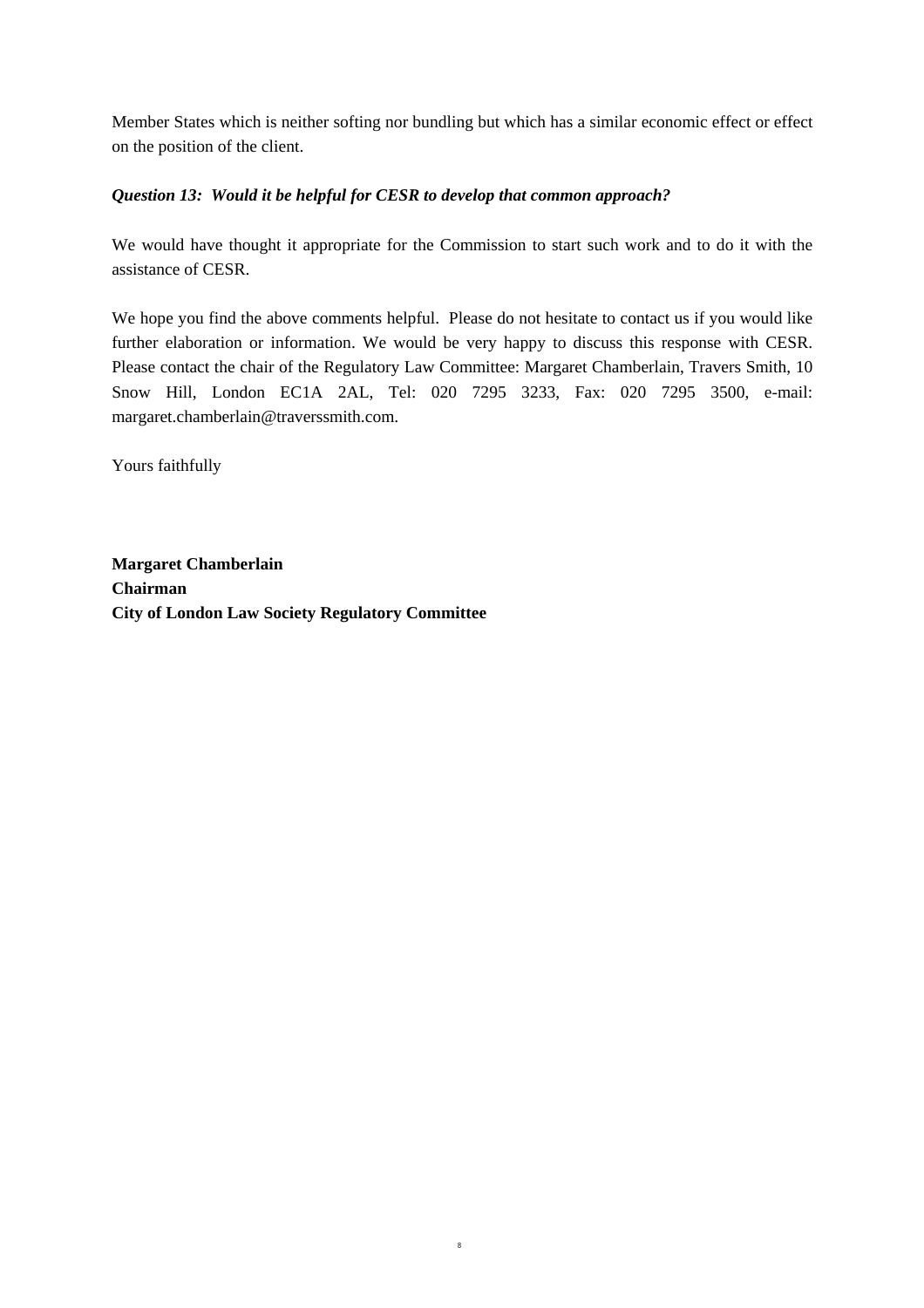Member States which is neither softing nor bundling but which has a similar economic effect or effect on the position of the client.

***Question 13: Would it be helpful for CESR to develop that common approach?***

We would have thought it appropriate for the Commission to start such work and to do it with the assistance of CESR.

We hope you find the above comments helpful. Please do not hesitate to contact us if you would like further elaboration or information. We would be very happy to discuss this response with CESR. Please contact the chair of the Regulatory Law Committee: Margaret Chamberlain, Travers Smith, 10 Snow Hill, London EC1A 2AL, Tel: 020 7295 3233, Fax: 020 7295 3500, e-mail: margaret.chamberlain@traverssmith.com.

Yours faithfully

**Margaret Chamberlain**
**Chairman**
**City of London Law Society Regulatory Committee**